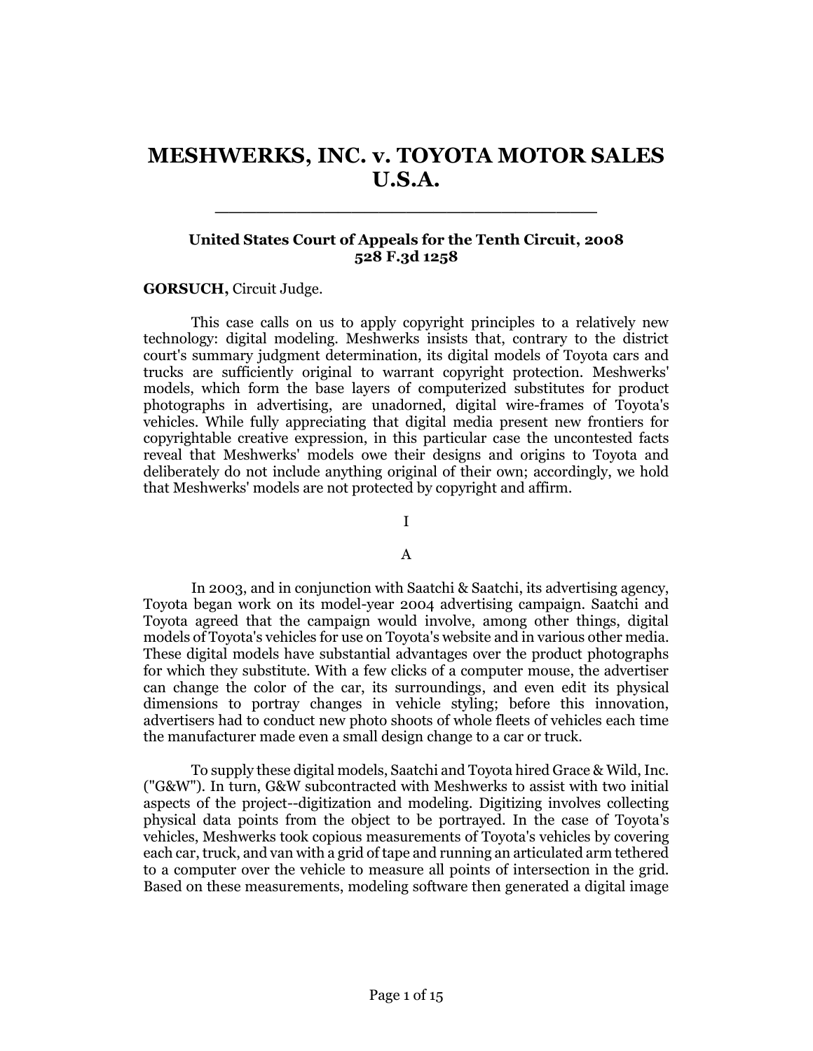# MESHWERKS, INC. v. TOYOTA MOTOR SALES U.S.A.

---

**United States Court of Appeals for the Tenth Circuit, 2008**
**528 F.3d 1258**

**GORSUCH,** Circuit Judge.

This case calls on us to apply copyright principles to a relatively new technology: digital modeling. Meshwerks insists that, contrary to the district court's summary judgment determination, its digital models of Toyota cars and trucks are sufficiently original to warrant copyright protection. Meshwerks' models, which form the base layers of computerized substitutes for product photographs in advertising, are unadorned, digital wire-frames of Toyota's vehicles. While fully appreciating that digital media present new frontiers for copyrightable creative expression, in this particular case the uncontested facts reveal that Meshwerks' models owe their designs and origins to Toyota and deliberately do not include anything original of their own; accordingly, we hold that Meshwerks' models are not protected by copyright and affirm.

## I

### A

In 2003, and in conjunction with Saatchi & Saatchi, its advertising agency, Toyota began work on its model-year 2004 advertising campaign. Saatchi and Toyota agreed that the campaign would involve, among other things, digital models of Toyota's vehicles for use on Toyota's website and in various other media. These digital models have substantial advantages over the product photographs for which they substitute. With a few clicks of a computer mouse, the advertiser can change the color of the car, its surroundings, and even edit its physical dimensions to portray changes in vehicle styling; before this innovation, advertisers had to conduct new photo shoots of whole fleets of vehicles each time the manufacturer made even a small design change to a car or truck.

To supply these digital models, Saatchi and Toyota hired Grace & Wild, Inc. ("G&W"). In turn, G&W subcontracted with Meshwerks to assist with two initial aspects of the project--digitization and modeling. Digitizing involves collecting physical data points from the object to be portrayed. In the case of Toyota's vehicles, Meshwerks took copious measurements of Toyota's vehicles by covering each car, truck, and van with a grid of tape and running an articulated arm tethered to a computer over the vehicle to measure all points of intersection in the grid. Based on these measurements, modeling software then generated a digital image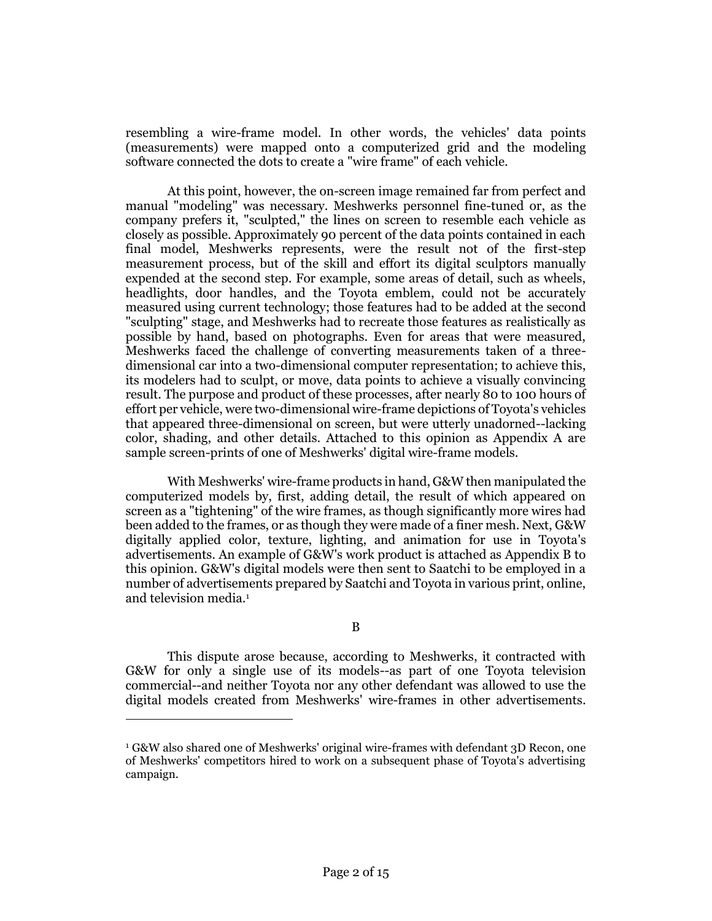resembling a wire-frame model. In other words, the vehicles' data points (measurements) were mapped onto a computerized grid and the modeling software connected the dots to create a "wire frame" of each vehicle.

At this point, however, the on-screen image remained far from perfect and manual "modeling" was necessary. Meshwerks personnel fine-tuned or, as the company prefers it, "sculpted," the lines on screen to resemble each vehicle as closely as possible. Approximately 90 percent of the data points contained in each final model, Meshwerks represents, were the result not of the first-step measurement process, but of the skill and effort its digital sculptors manually expended at the second step. For example, some areas of detail, such as wheels, headlights, door handles, and the Toyota emblem, could not be accurately measured using current technology; those features had to be added at the second "sculpting" stage, and Meshwerks had to recreate those features as realistically as possible by hand, based on photographs. Even for areas that were measured, Meshwerks faced the challenge of converting measurements taken of a three-dimensional car into a two-dimensional computer representation; to achieve this, its modelers had to sculpt, or move, data points to achieve a visually convincing result. The purpose and product of these processes, after nearly 80 to 100 hours of effort per vehicle, were two-dimensional wire-frame depictions of Toyota's vehicles that appeared three-dimensional on screen, but were utterly unadorned--lacking color, shading, and other details. Attached to this opinion as Appendix A are sample screen-prints of one of Meshwerks' digital wire-frame models.

With Meshwerks' wire-frame products in hand, G&W then manipulated the computerized models by, first, adding detail, the result of which appeared on screen as a "tightening" of the wire frames, as though significantly more wires had been added to the frames, or as though they were made of a finer mesh. Next, G&W digitally applied color, texture, lighting, and animation for use in Toyota's advertisements. An example of G&W's work product is attached as Appendix B to this opinion. G&W's digital models were then sent to Saatchi to be employed in a number of advertisements prepared by Saatchi and Toyota in various print, online, and television media.[1]

B

This dispute arose because, according to Meshwerks, it contracted with G&W for only a single use of its models--as part of one Toyota television commercial--and neither Toyota nor any other defendant was allowed to use the digital models created from Meshwerks' wire-frames in other advertisements.

[1] G&W also shared one of Meshwerks' original wire-frames with defendant 3D Recon, one of Meshwerks' competitors hired to work on a subsequent phase of Toyota's advertising campaign.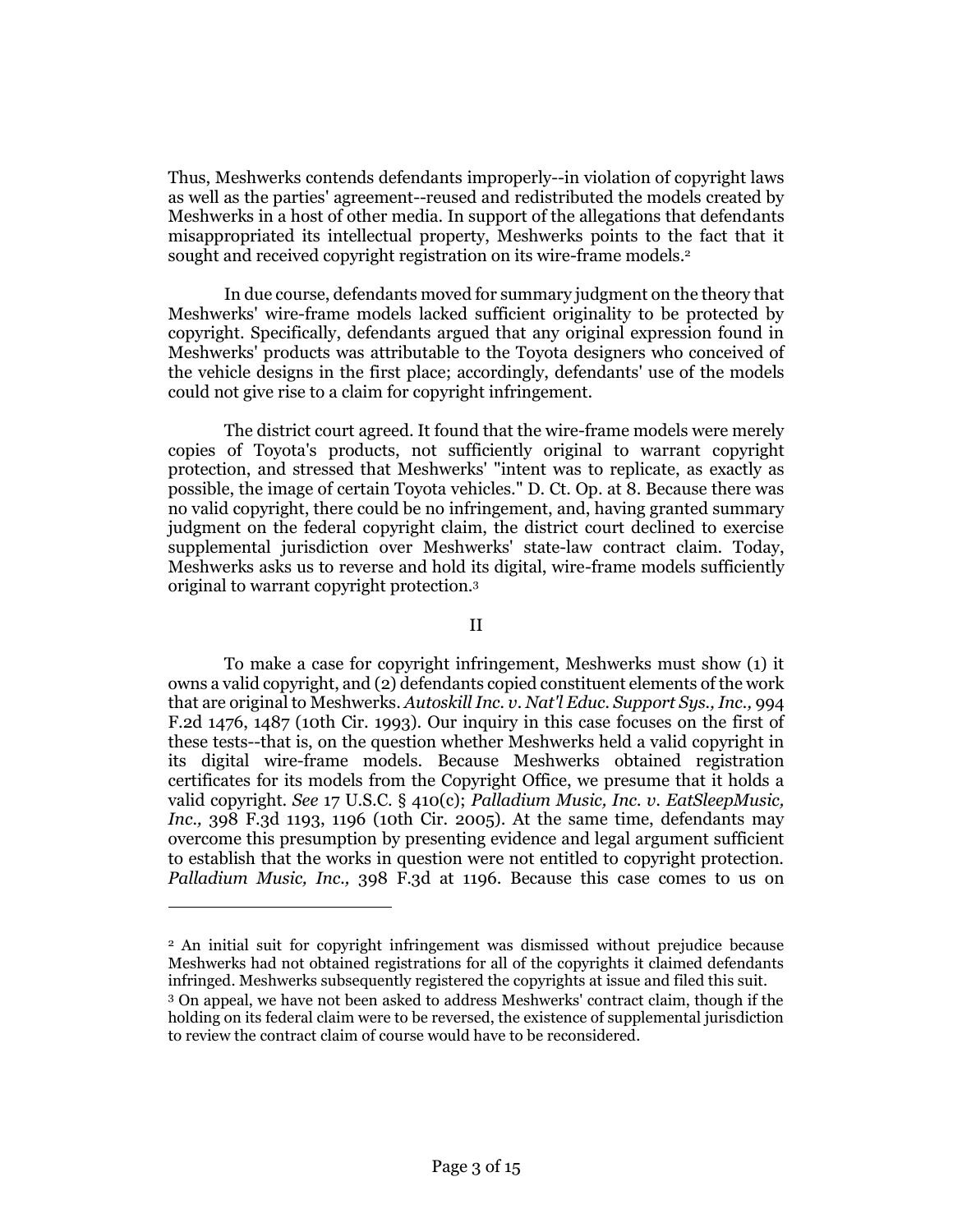Thus, Meshwerks contends defendants improperly--in violation of copyright laws as well as the parties' agreement--reused and redistributed the models created by Meshwerks in a host of other media. In support of the allegations that defendants misappropriated its intellectual property, Meshwerks points to the fact that it sought and received copyright registration on its wire-frame models.[2]

In due course, defendants moved for summary judgment on the theory that Meshwerks' wire-frame models lacked sufficient originality to be protected by copyright. Specifically, defendants argued that any original expression found in Meshwerks' products was attributable to the Toyota designers who conceived of the vehicle designs in the first place; accordingly, defendants' use of the models could not give rise to a claim for copyright infringement.

The district court agreed. It found that the wire-frame models were merely copies of Toyota's products, not sufficiently original to warrant copyright protection, and stressed that Meshwerks' "intent was to replicate, as exactly as possible, the image of certain Toyota vehicles." D. Ct. Op. at 8. Because there was no valid copyright, there could be no infringement, and, having granted summary judgment on the federal copyright claim, the district court declined to exercise supplemental jurisdiction over Meshwerks' state-law contract claim. Today, Meshwerks asks us to reverse and hold its digital, wire-frame models sufficiently original to warrant copyright protection.[3]

## II

To make a case for copyright infringement, Meshwerks must show (1) it owns a valid copyright, and (2) defendants copied constituent elements of the work that are original to Meshwerks. *Autoskill Inc. v. Nat'l Educ. Support Sys., Inc.,* 994 F.2d 1476, 1487 (10th Cir. 1993). Our inquiry in this case focuses on the first of these tests--that is, on the question whether Meshwerks held a valid copyright in its digital wire-frame models. Because Meshwerks obtained registration certificates for its models from the Copyright Office, we presume that it holds a valid copyright. *See* 17 U.S.C. § 410(c); *Palladium Music, Inc. v. EatSleepMusic, Inc.,* 398 F.3d 1193, 1196 (10th Cir. 2005). At the same time, defendants may overcome this presumption by presenting evidence and legal argument sufficient to establish that the works in question were not entitled to copyright protection. *Palladium Music, Inc.,* 398 F.3d at 1196. Because this case comes to us on

---

[2] An initial suit for copyright infringement was dismissed without prejudice because Meshwerks had not obtained registrations for all of the copyrights it claimed defendants infringed. Meshwerks subsequently registered the copyrights at issue and filed this suit.

[3] On appeal, we have not been asked to address Meshwerks' contract claim, though if the holding on its federal claim were to be reversed, the existence of supplemental jurisdiction to review the contract claim of course would have to be reconsidered.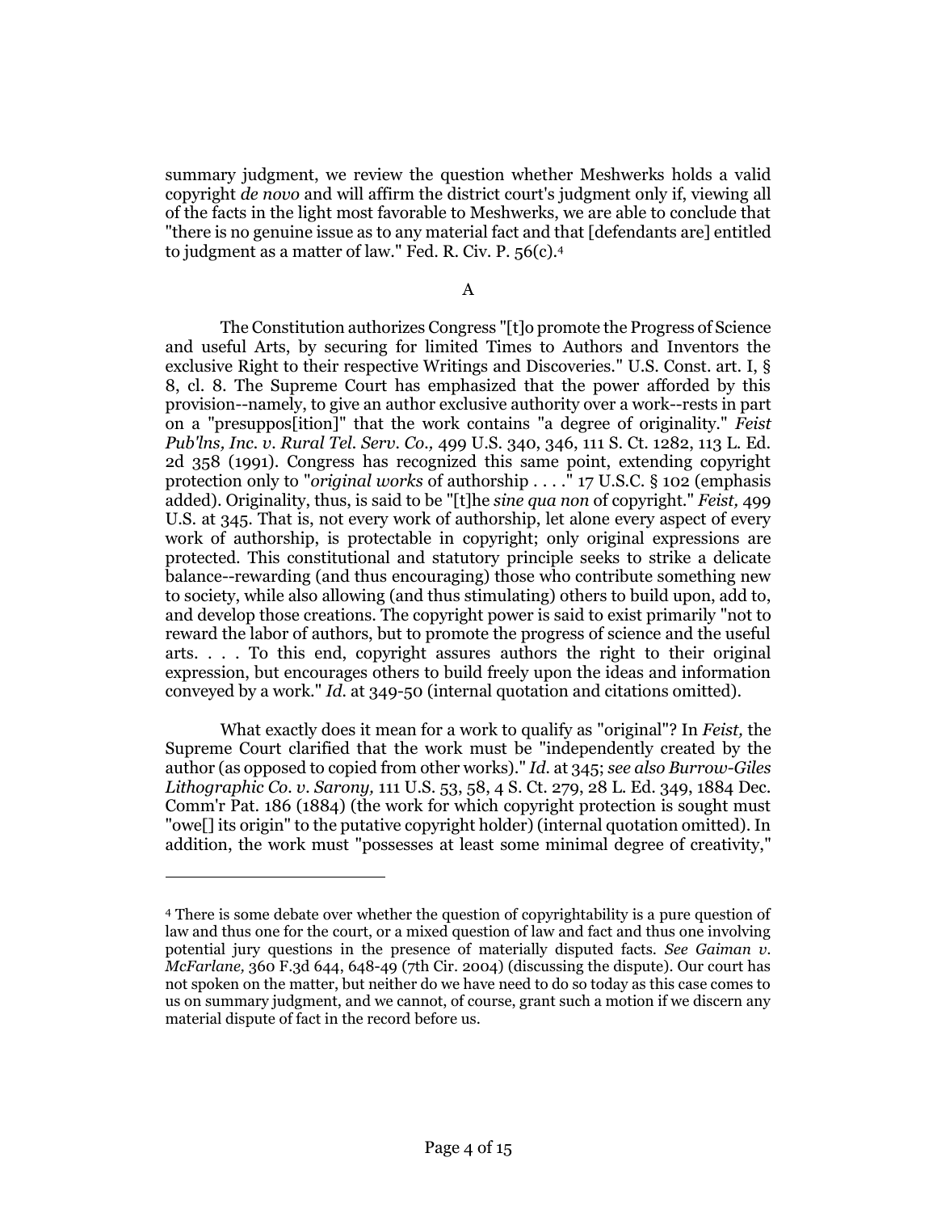summary judgment, we review the question whether Meshwerks holds a valid copyright *de novo* and will affirm the district court's judgment only if, viewing all of the facts in the light most favorable to Meshwerks, we are able to conclude that "there is no genuine issue as to any material fact and that [defendants are] entitled to judgment as a matter of law." Fed. R. Civ. P. 56(c).[4]

A

The Constitution authorizes Congress "[t]o promote the Progress of Science and useful Arts, by securing for limited Times to Authors and Inventors the exclusive Right to their respective Writings and Discoveries." U.S. Const. art. I, § 8, cl. 8. The Supreme Court has emphasized that the power afforded by this provision--namely, to give an author exclusive authority over a work--rests in part on a "presuppos[ition]" that the work contains "a degree of originality." *Feist Pub'lns, Inc. v. Rural Tel. Serv. Co.,* 499 U.S. 340, 346, 111 S. Ct. 1282, 113 L. Ed. 2d 358 (1991). Congress has recognized this same point, extending copyright protection only to "*original works* of authorship . . . ." 17 U.S.C. § 102 (emphasis added). Originality, thus, is said to be "[t]he *sine qua non* of copyright." *Feist,* 499 U.S. at 345. That is, not every work of authorship, let alone every aspect of every work of authorship, is protectable in copyright; only original expressions are protected. This constitutional and statutory principle seeks to strike a delicate balance--rewarding (and thus encouraging) those who contribute something new to society, while also allowing (and thus stimulating) others to build upon, add to, and develop those creations. The copyright power is said to exist primarily "not to reward the labor of authors, but to promote the progress of science and the useful arts. . . . To this end, copyright assures authors the right to their original expression, but encourages others to build freely upon the ideas and information conveyed by a work." *Id.* at 349-50 (internal quotation and citations omitted).

What exactly does it mean for a work to qualify as "original"? In *Feist,* the Supreme Court clarified that the work must be "independently created by the author (as opposed to copied from other works)." *Id.* at 345; *see also Burrow-Giles Lithographic Co. v. Sarony,* 111 U.S. 53, 58, 4 S. Ct. 279, 28 L. Ed. 349, 1884 Dec. Comm'r Pat. 186 (1884) (the work for which copyright protection is sought must "owe[] its origin" to the putative copyright holder) (internal quotation omitted). In addition, the work must "possesses at least some minimal degree of creativity,"

---

[4] There is some debate over whether the question of copyrightability is a pure question of law and thus one for the court, or a mixed question of law and fact and thus one involving potential jury questions in the presence of materially disputed facts. *See Gaiman v. McFarlane,* 360 F.3d 644, 648-49 (7th Cir. 2004) (discussing the dispute). Our court has not spoken on the matter, but neither do we have need to do so today as this case comes to us on summary judgment, and we cannot, of course, grant such a motion if we discern any material dispute of fact in the record before us.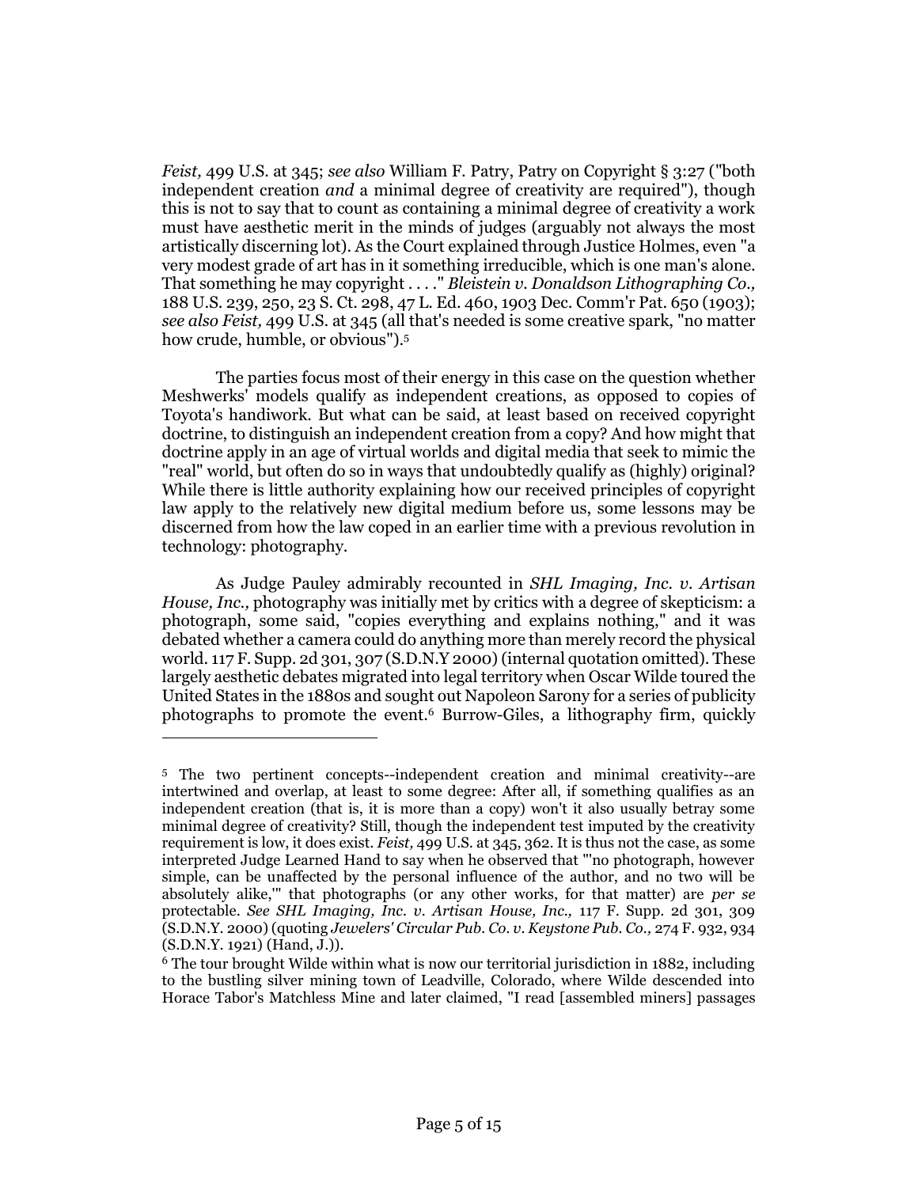*Feist,* 499 U.S. at 345; *see also* William F. Patry, Patry on Copyright § 3:27 ("both independent creation *and* a minimal degree of creativity are required"), though this is not to say that to count as containing a minimal degree of creativity a work must have aesthetic merit in the minds of judges (arguably not always the most artistically discerning lot). As the Court explained through Justice Holmes, even "a very modest grade of art has in it something irreducible, which is one man's alone. That something he may copyright . . . ." *Bleistein v. Donaldson Lithographing Co.,* 188 U.S. 239, 250, 23 S. Ct. 298, 47 L. Ed. 460, 1903 Dec. Comm'r Pat. 650 (1903); *see also Feist,* 499 U.S. at 345 (all that's needed is some creative spark, "no matter how crude, humble, or obvious").[5]

The parties focus most of their energy in this case on the question whether Meshwerks' models qualify as independent creations, as opposed to copies of Toyota's handiwork. But what can be said, at least based on received copyright doctrine, to distinguish an independent creation from a copy? And how might that doctrine apply in an age of virtual worlds and digital media that seek to mimic the "real" world, but often do so in ways that undoubtedly qualify as (highly) original? While there is little authority explaining how our received principles of copyright law apply to the relatively new digital medium before us, some lessons may be discerned from how the law coped in an earlier time with a previous revolution in technology: photography.

As Judge Pauley admirably recounted in *SHL Imaging, Inc. v. Artisan House, Inc.,* photography was initially met by critics with a degree of skepticism: a photograph, some said, "copies everything and explains nothing," and it was debated whether a camera could do anything more than merely record the physical world. 117 F. Supp. 2d 301, 307 (S.D.N.Y 2000) (internal quotation omitted). These largely aesthetic debates migrated into legal territory when Oscar Wilde toured the United States in the 1880s and sought out Napoleon Sarony for a series of publicity photographs to promote the event.[6] Burrow-Giles, a lithography firm, quickly

---

[5] The two pertinent concepts--independent creation and minimal creativity--are intertwined and overlap, at least to some degree: After all, if something qualifies as an independent creation (that is, it is more than a copy) won't it also usually betray some minimal degree of creativity? Still, though the independent test imputed by the creativity requirement is low, it does exist. *Feist,* 499 U.S. at 345, 362. It is thus not the case, as some interpreted Judge Learned Hand to say when he observed that "'no photograph, however simple, can be unaffected by the personal influence of the author, and no two will be absolutely alike,'" that photographs (or any other works, for that matter) are *per se* protectable. *See SHL Imaging, Inc. v. Artisan House, Inc.,* 117 F. Supp. 2d 301, 309 (S.D.N.Y. 2000) (quoting *Jewelers' Circular Pub. Co. v. Keystone Pub. Co.,* 274 F. 932, 934 (S.D.N.Y. 1921) (Hand, J.)).

[6] The tour brought Wilde within what is now our territorial jurisdiction in 1882, including to the bustling silver mining town of Leadville, Colorado, where Wilde descended into Horace Tabor's Matchless Mine and later claimed, "I read [assembled miners] passages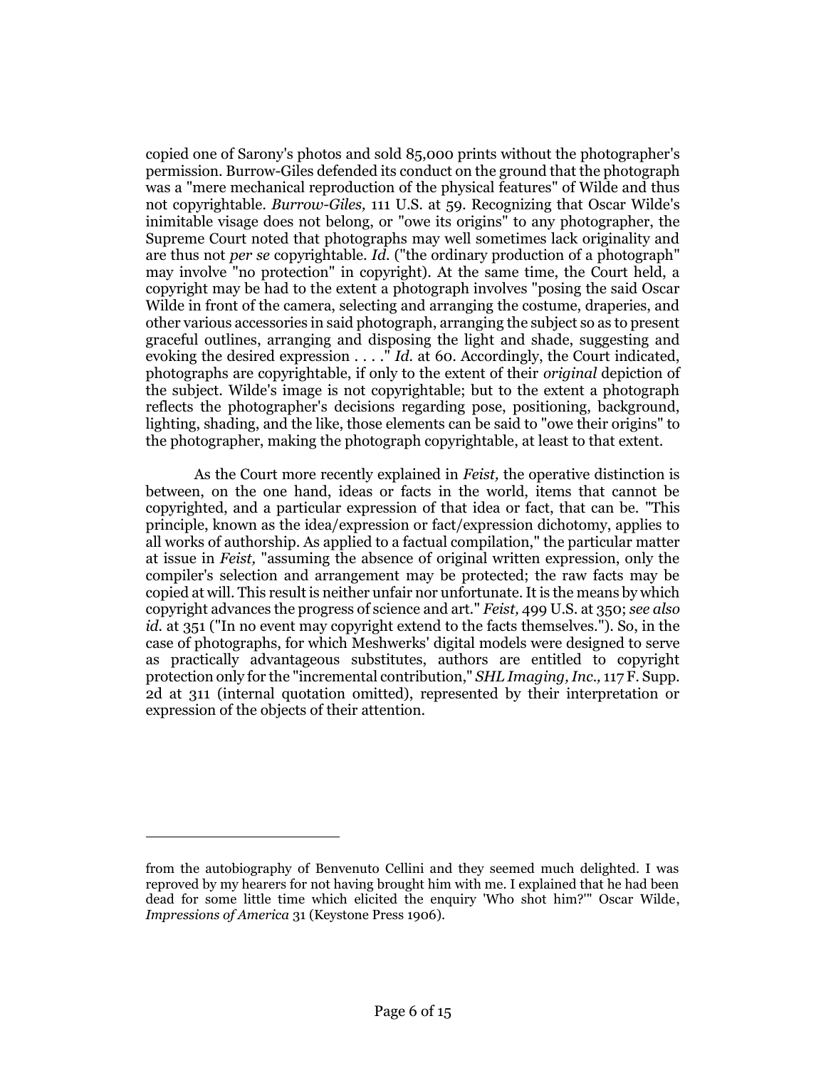copied one of Sarony's photos and sold 85,000 prints without the photographer's permission. Burrow-Giles defended its conduct on the ground that the photograph was a "mere mechanical reproduction of the physical features" of Wilde and thus not copyrightable. *Burrow-Giles,* 111 U.S. at 59. Recognizing that Oscar Wilde's inimitable visage does not belong, or "owe its origins" to any photographer, the Supreme Court noted that photographs may well sometimes lack originality and are thus not *per se* copyrightable. *Id.* ("the ordinary production of a photograph" may involve "no protection" in copyright). At the same time, the Court held, a copyright may be had to the extent a photograph involves "posing the said Oscar Wilde in front of the camera, selecting and arranging the costume, draperies, and other various accessories in said photograph, arranging the subject so as to present graceful outlines, arranging and disposing the light and shade, suggesting and evoking the desired expression . . . ." *Id.* at 60. Accordingly, the Court indicated, photographs are copyrightable, if only to the extent of their *original* depiction of the subject. Wilde's image is not copyrightable; but to the extent a photograph reflects the photographer's decisions regarding pose, positioning, background, lighting, shading, and the like, those elements can be said to "owe their origins" to the photographer, making the photograph copyrightable, at least to that extent.

As the Court more recently explained in *Feist,* the operative distinction is between, on the one hand, ideas or facts in the world, items that cannot be copyrighted, and a particular expression of that idea or fact, that can be. "This principle, known as the idea/expression or fact/expression dichotomy, applies to all works of authorship. As applied to a factual compilation," the particular matter at issue in *Feist,* "assuming the absence of original written expression, only the compiler's selection and arrangement may be protected; the raw facts may be copied at will. This result is neither unfair nor unfortunate. It is the means by which copyright advances the progress of science and art." *Feist,* 499 U.S. at 350; *see also id.* at 351 ("In no event may copyright extend to the facts themselves."). So, in the case of photographs, for which Meshwerks' digital models were designed to serve as practically advantageous substitutes, authors are entitled to copyright protection only for the "incremental contribution," *SHL Imaging, Inc.,* 117 F. Supp. 2d at 311 (internal quotation omitted), represented by their interpretation or expression of the objects of their attention.

---

from the autobiography of Benvenuto Cellini and they seemed much delighted. I was reproved by my hearers for not having brought him with me. I explained that he had been dead for some little time which elicited the enquiry 'Who shot him?'" Oscar Wilde, *Impressions of America* 31 (Keystone Press 1906).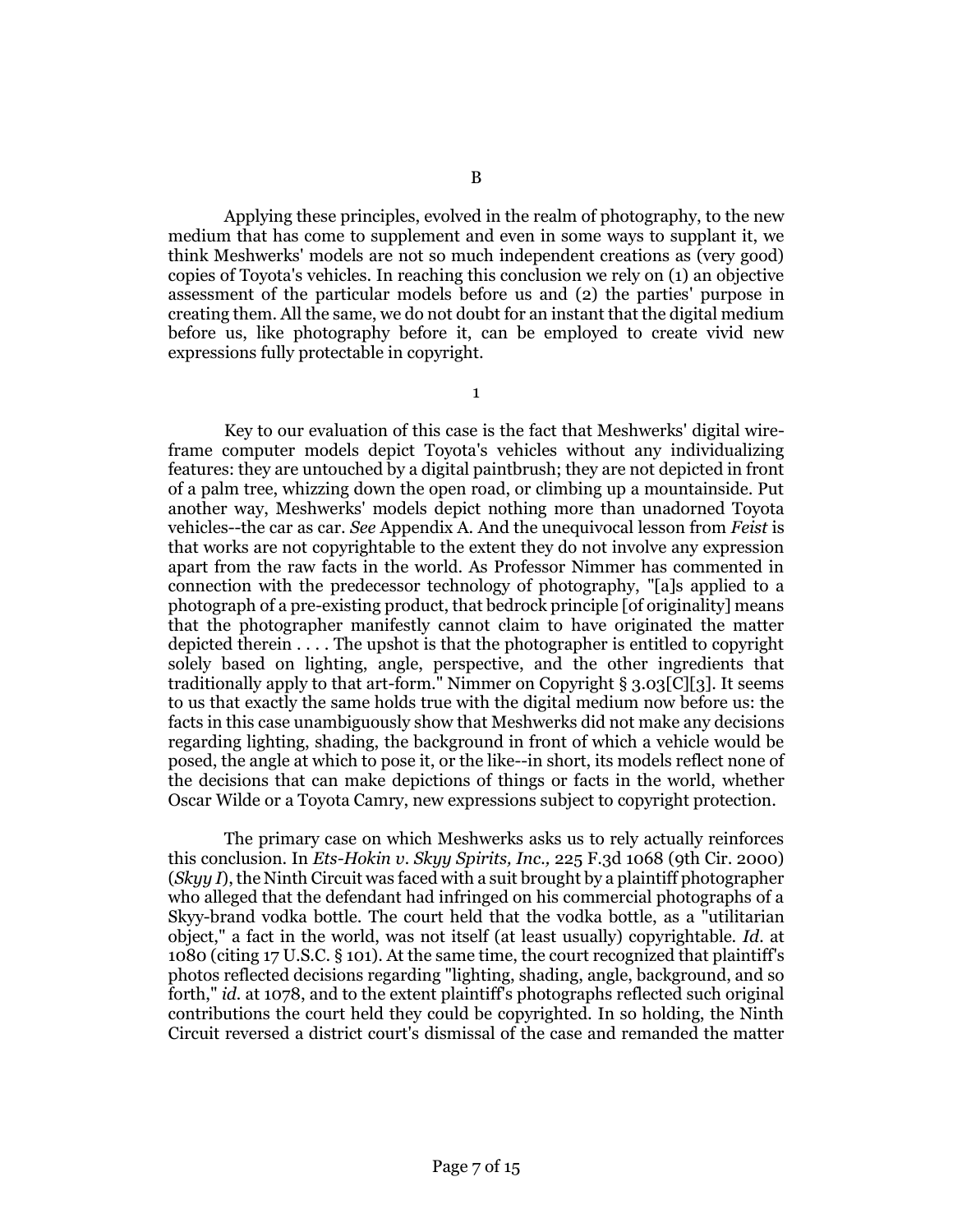## B

Applying these principles, evolved in the realm of photography, to the new medium that has come to supplement and even in some ways to supplant it, we think Meshwerks' models are not so much independent creations as (very good) copies of Toyota's vehicles. In reaching this conclusion we rely on (1) an objective assessment of the particular models before us and (2) the parties' purpose in creating them. All the same, we do not doubt for an instant that the digital medium before us, like photography before it, can be employed to create vivid new expressions fully protectable in copyright.

### 1

Key to our evaluation of this case is the fact that Meshwerks' digital wire-frame computer models depict Toyota's vehicles without any individualizing features: they are untouched by a digital paintbrush; they are not depicted in front of a palm tree, whizzing down the open road, or climbing up a mountainside. Put another way, Meshwerks' models depict nothing more than unadorned Toyota vehicles--the car as car. *See* Appendix A. And the unequivocal lesson from *Feist* is that works are not copyrightable to the extent they do not involve any expression apart from the raw facts in the world. As Professor Nimmer has commented in connection with the predecessor technology of photography, "[a]s applied to a photograph of a pre-existing product, that bedrock principle [of originality] means that the photographer manifestly cannot claim to have originated the matter depicted therein . . . . The upshot is that the photographer is entitled to copyright solely based on lighting, angle, perspective, and the other ingredients that traditionally apply to that art-form." Nimmer on Copyright § 3.03[C][3]. It seems to us that exactly the same holds true with the digital medium now before us: the facts in this case unambiguously show that Meshwerks did not make any decisions regarding lighting, shading, the background in front of which a vehicle would be posed, the angle at which to pose it, or the like--in short, its models reflect none of the decisions that can make depictions of things or facts in the world, whether Oscar Wilde or a Toyota Camry, new expressions subject to copyright protection.

The primary case on which Meshwerks asks us to rely actually reinforces this conclusion. In *Ets-Hokin v. Skyy Spirits, Inc.,* 225 F.3d 1068 (9th Cir. 2000) (*Skyy I*), the Ninth Circuit was faced with a suit brought by a plaintiff photographer who alleged that the defendant had infringed on his commercial photographs of a Skyy-brand vodka bottle. The court held that the vodka bottle, as a "utilitarian object," a fact in the world, was not itself (at least usually) copyrightable. *Id.* at 1080 (citing 17 U.S.C. § 101). At the same time, the court recognized that plaintiff's photos reflected decisions regarding "lighting, shading, angle, background, and so forth," *id.* at 1078, and to the extent plaintiff's photographs reflected such original contributions the court held they could be copyrighted. In so holding, the Ninth Circuit reversed a district court's dismissal of the case and remanded the matter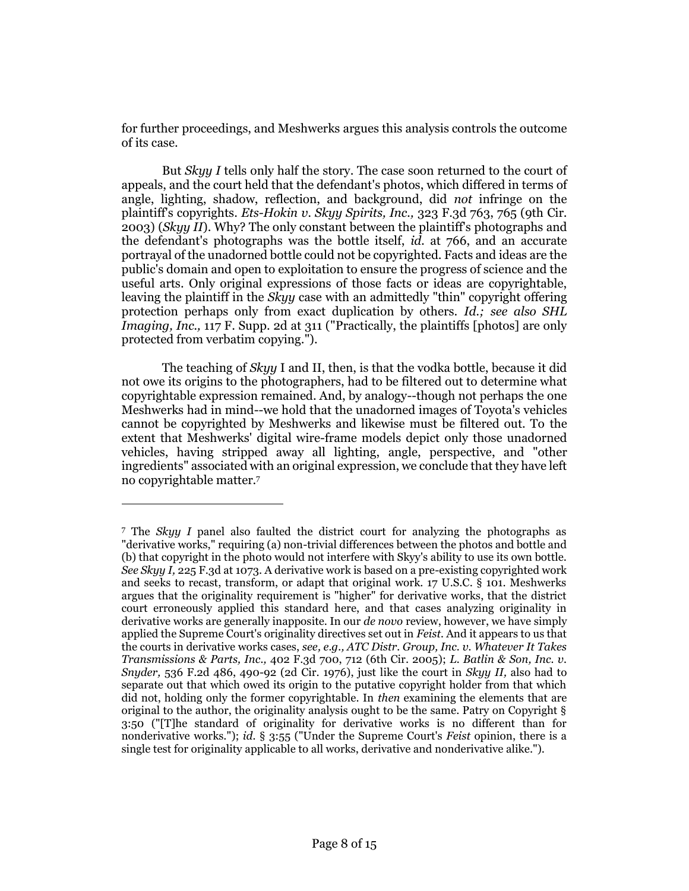for further proceedings, and Meshwerks argues this analysis controls the outcome of its case.

But *Skyy I* tells only half the story. The case soon returned to the court of appeals, and the court held that the defendant's photos, which differed in terms of angle, lighting, shadow, reflection, and background, did *not* infringe on the plaintiff's copyrights. *Ets-Hokin v. Skyy Spirits, Inc.,* 323 F.3d 763, 765 (9th Cir. 2003) (*Skyy II*). Why? The only constant between the plaintiff's photographs and the defendant's photographs was the bottle itself, *id.* at 766, and an accurate portrayal of the unadorned bottle could not be copyrighted. Facts and ideas are the public's domain and open to exploitation to ensure the progress of science and the useful arts. Only original expressions of those facts or ideas are copyrightable, leaving the plaintiff in the *Skyy* case with an admittedly "thin" copyright offering protection perhaps only from exact duplication by others. *Id.; see also SHL Imaging, Inc.,* 117 F. Supp. 2d at 311 ("Practically, the plaintiffs [photos] are only protected from verbatim copying.").

The teaching of *Skyy* I and II, then, is that the vodka bottle, because it did not owe its origins to the photographers, had to be filtered out to determine what copyrightable expression remained. And, by analogy--though not perhaps the one Meshwerks had in mind--we hold that the unadorned images of Toyota's vehicles cannot be copyrighted by Meshwerks and likewise must be filtered out. To the extent that Meshwerks' digital wire-frame models depict only those unadorned vehicles, having stripped away all lighting, angle, perspective, and "other ingredients" associated with an original expression, we conclude that they have left no copyrightable matter.[7]

---

[7] The *Skyy I* panel also faulted the district court for analyzing the photographs as "derivative works," requiring (a) non-trivial differences between the photos and bottle and (b) that copyright in the photo would not interfere with Skyy's ability to use its own bottle. *See Skyy I,* 225 F.3d at 1073. A derivative work is based on a pre-existing copyrighted work and seeks to recast, transform, or adapt that original work. 17 U.S.C. § 101. Meshwerks argues that the originality requirement is "higher" for derivative works, that the district court erroneously applied this standard here, and that cases analyzing originality in derivative works are generally inapposite. In our *de novo* review, however, we have simply applied the Supreme Court's originality directives set out in *Feist.* And it appears to us that the courts in derivative works cases, *see, e.g., ATC Distr. Group, Inc. v. Whatever It Takes Transmissions & Parts, Inc.,* 402 F.3d 700, 712 (6th Cir. 2005); *L. Batlin & Son, Inc. v. Snyder,* 536 F.2d 486, 490-92 (2d Cir. 1976), just like the court in *Skyy II,* also had to separate out that which owed its origin to the putative copyright holder from that which did not, holding only the former copyrightable. In *then* examining the elements that are original to the author, the originality analysis ought to be the same. Patry on Copyright § 3:50 ("[T]he standard of originality for derivative works is no different than for nonderivative works."); *id.* § 3:55 ("Under the Supreme Court's *Feist* opinion, there is a single test for originality applicable to all works, derivative and nonderivative alike.").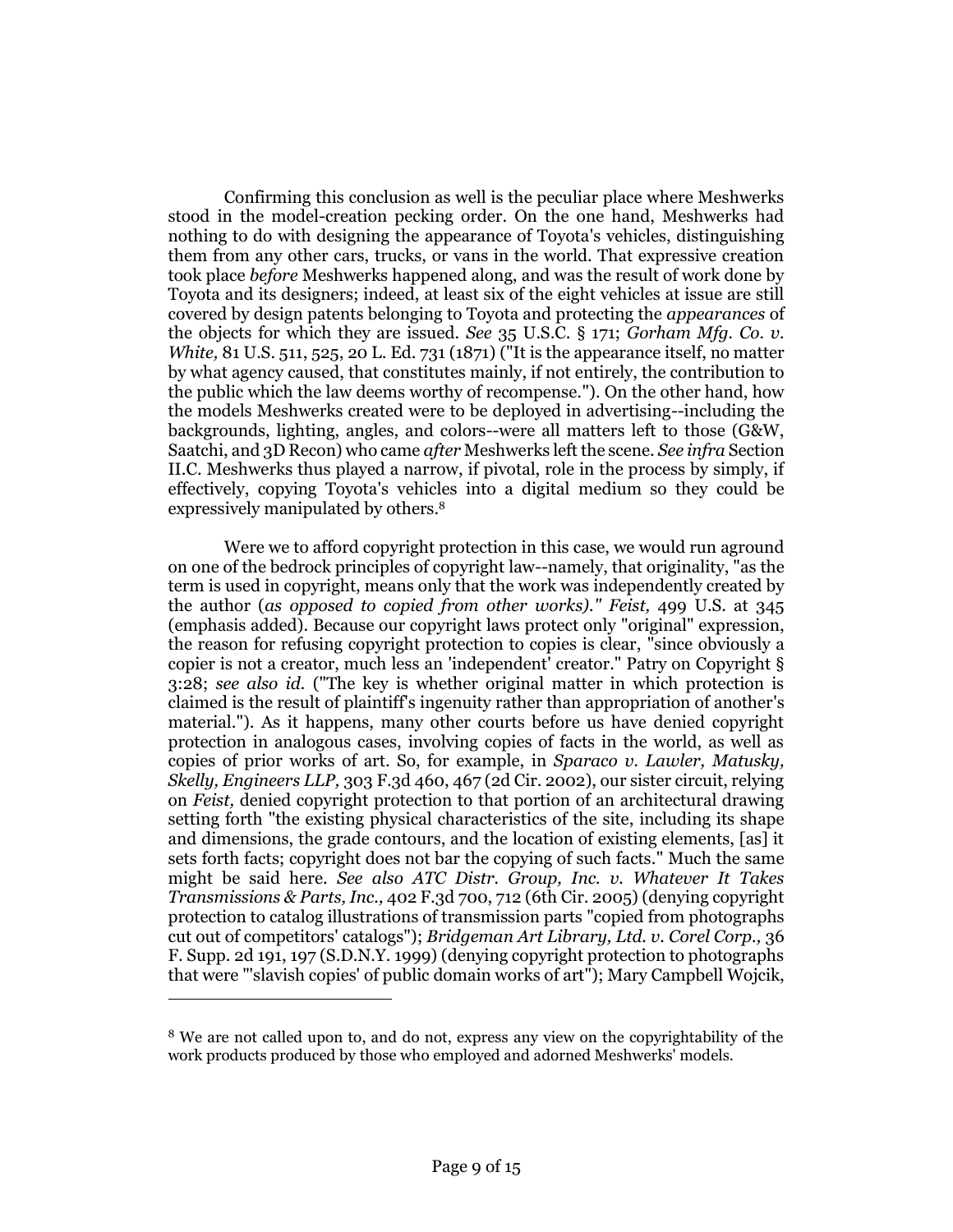Confirming this conclusion as well is the peculiar place where Meshwerks stood in the model-creation pecking order. On the one hand, Meshwerks had nothing to do with designing the appearance of Toyota's vehicles, distinguishing them from any other cars, trucks, or vans in the world. That expressive creation took place *before* Meshwerks happened along, and was the result of work done by Toyota and its designers; indeed, at least six of the eight vehicles at issue are still covered by design patents belonging to Toyota and protecting the *appearances* of the objects for which they are issued. *See* 35 U.S.C. § 171; *Gorham Mfg. Co. v. White,* 81 U.S. 511, 525, 20 L. Ed. 731 (1871) ("It is the appearance itself, no matter by what agency caused, that constitutes mainly, if not entirely, the contribution to the public which the law deems worthy of recompense."). On the other hand, how the models Meshwerks created were to be deployed in advertising--including the backgrounds, lighting, angles, and colors--were all matters left to those (G&W, Saatchi, and 3D Recon) who came *after* Meshwerks left the scene. *See infra* Section II.C. Meshwerks thus played a narrow, if pivotal, role in the process by simply, if effectively, copying Toyota's vehicles into a digital medium so they could be expressively manipulated by others.[8]

Were we to afford copyright protection in this case, we would run aground on one of the bedrock principles of copyright law--namely, that originality, "as the term is used in copyright, means only that the work was independently created by the author (*as opposed to copied from other works)." Feist,* 499 U.S. at 345 (emphasis added). Because our copyright laws protect only "original" expression, the reason for refusing copyright protection to copies is clear, "since obviously a copier is not a creator, much less an 'independent' creator." Patry on Copyright § 3:28; *see also id.* ("The key is whether original matter in which protection is claimed is the result of plaintiff's ingenuity rather than appropriation of another's material."). As it happens, many other courts before us have denied copyright protection in analogous cases, involving copies of facts in the world, as well as copies of prior works of art. So, for example, in *Sparaco v. Lawler, Matusky, Skelly, Engineers LLP,* 303 F.3d 460, 467 (2d Cir. 2002), our sister circuit, relying on *Feist,* denied copyright protection to that portion of an architectural drawing setting forth "the existing physical characteristics of the site, including its shape and dimensions, the grade contours, and the location of existing elements, [as] it sets forth facts; copyright does not bar the copying of such facts." Much the same might be said here. *See also ATC Distr. Group, Inc. v. Whatever It Takes Transmissions & Parts, Inc.,* 402 F.3d 700, 712 (6th Cir. 2005) (denying copyright protection to catalog illustrations of transmission parts "copied from photographs cut out of competitors' catalogs"); *Bridgeman Art Library, Ltd. v. Corel Corp.,* 36 F. Supp. 2d 191, 197 (S.D.N.Y. 1999) (denying copyright protection to photographs that were "'slavish copies' of public domain works of art"); Mary Campbell Wojcik,

---

[8] We are not called upon to, and do not, express any view on the copyrightability of the work products produced by those who employed and adorned Meshwerks' models.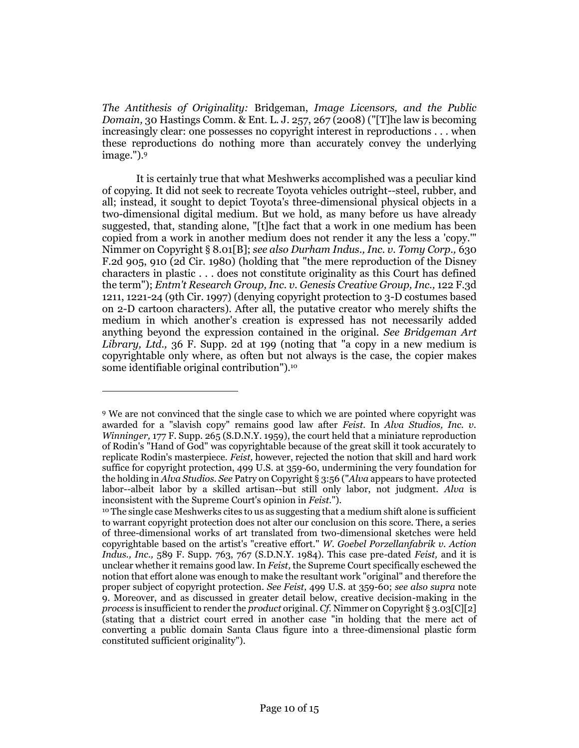*The Antithesis of Originality:* Bridgeman, *Image Licensors, and the Public Domain,* 30 Hastings Comm. & Ent. L. J. 257, 267 (2008) ("[T]he law is becoming increasingly clear: one possesses no copyright interest in reproductions . . . when these reproductions do nothing more than accurately convey the underlying image.").[9]

It is certainly true that what Meshwerks accomplished was a peculiar kind of copying. It did not seek to recreate Toyota vehicles outright--steel, rubber, and all; instead, it sought to depict Toyota's three-dimensional physical objects in a two-dimensional digital medium. But we hold, as many before us have already suggested, that, standing alone, "[t]he fact that a work in one medium has been copied from a work in another medium does not render it any the less a 'copy.'" Nimmer on Copyright § 8.01[B]; *see also Durham Indus., Inc. v. Tomy Corp.,* 630 F.2d 905, 910 (2d Cir. 1980) (holding that "the mere reproduction of the Disney characters in plastic . . . does not constitute originality as this Court has defined the term"); *Entm't Research Group, Inc. v. Genesis Creative Group, Inc.,* 122 F.3d 1211, 1221-24 (9th Cir. 1997) (denying copyright protection to 3-D costumes based on 2-D cartoon characters). After all, the putative creator who merely shifts the medium in which another's creation is expressed has not necessarily added anything beyond the expression contained in the original. *See Bridgeman Art Library, Ltd.,* 36 F. Supp. 2d at 199 (noting that "a copy in a new medium is copyrightable only where, as often but not always is the case, the copier makes some identifiable original contribution").[10]

---

[9] We are not convinced that the single case to which we are pointed where copyright was awarded for a "slavish copy" remains good law after *Feist.* In *Alva Studios, Inc. v. Winninger,* 177 F. Supp. 265 (S.D.N.Y. 1959), the court held that a miniature reproduction of Rodin's "Hand of God" was copyrightable because of the great skill it took accurately to replicate Rodin's masterpiece. *Feist,* however, rejected the notion that skill and hard work suffice for copyright protection, 499 U.S. at 359-60, undermining the very foundation for the holding in *Alva Studios. See* Patry on Copyright § 3:56 ("*Alva* appears to have protected labor--albeit labor by a skilled artisan--but still only labor, not judgment. *Alva* is inconsistent with the Supreme Court's opinion in *Feist.*").

[10] The single case Meshwerks cites to us as suggesting that a medium shift alone is sufficient to warrant copyright protection does not alter our conclusion on this score. There, a series of three-dimensional works of art translated from two-dimensional sketches were held copyrightable based on the artist's "creative effort." *W. Goebel Porzellanfabrik v. Action Indus., Inc.,* 589 F. Supp. 763, 767 (S.D.N.Y. 1984). This case pre-dated *Feist,* and it is unclear whether it remains good law. In *Feist,* the Supreme Court specifically eschewed the notion that effort alone was enough to make the resultant work "original" and therefore the proper subject of copyright protection. *See Feist,* 499 U.S. at 359-60; *see also supra* note 9. Moreover, and as discussed in greater detail below, creative decision-making in the *process* is insufficient to render the *product* original. *Cf.* Nimmer on Copyright § 3.03[C][2] (stating that a district court erred in another case "in holding that the mere act of converting a public domain Santa Claus figure into a three-dimensional plastic form constituted sufficient originality").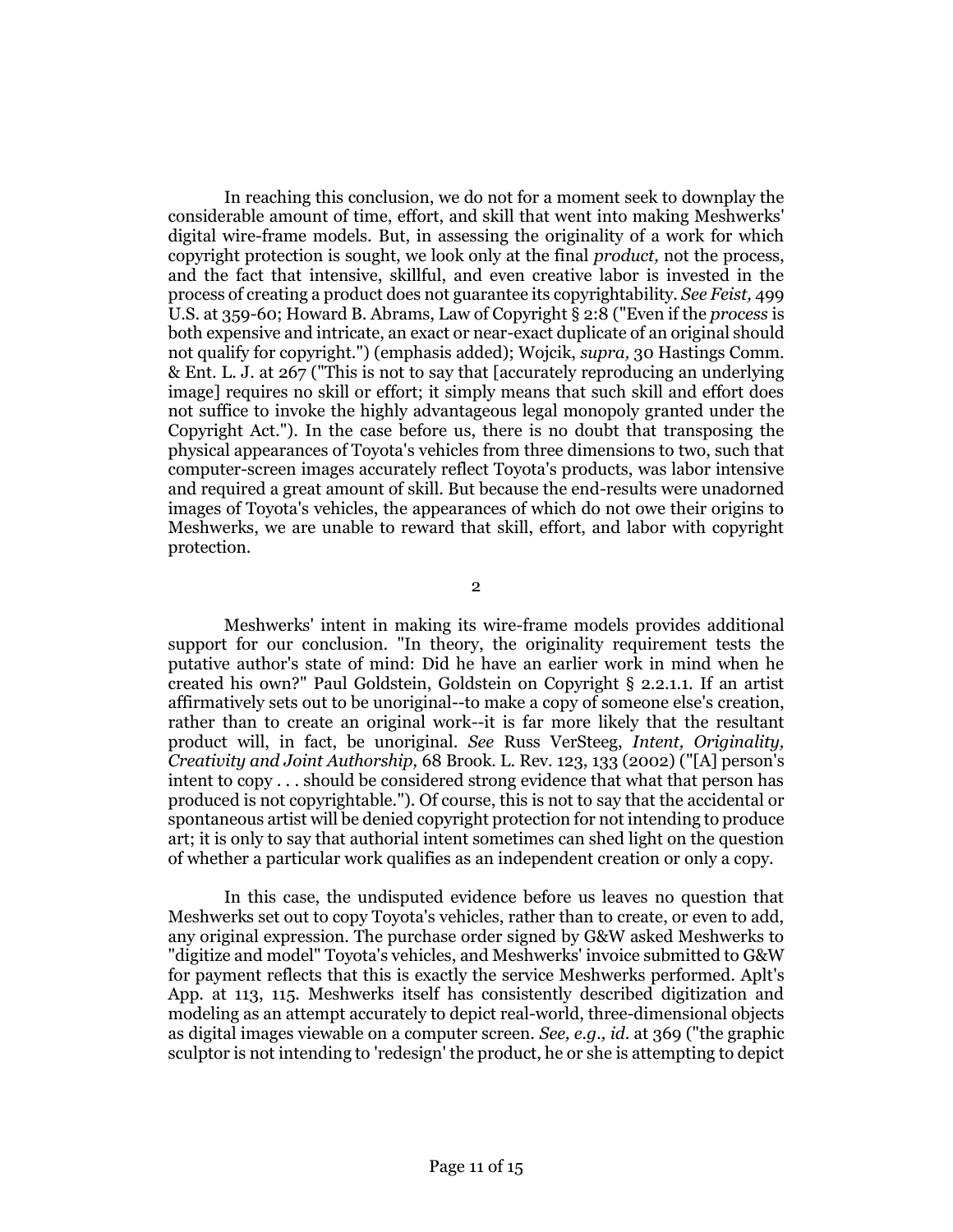In reaching this conclusion, we do not for a moment seek to downplay the considerable amount of time, effort, and skill that went into making Meshwerks' digital wire-frame models. But, in assessing the originality of a work for which copyright protection is sought, we look only at the final *product,* not the process, and the fact that intensive, skillful, and even creative labor is invested in the process of creating a product does not guarantee its copyrightability. *See Feist,* 499 U.S. at 359-60; Howard B. Abrams, Law of Copyright § 2:8 ("Even if the *process* is both expensive and intricate, an exact or near-exact duplicate of an original should not qualify for copyright.") (emphasis added); Wojcik, *supra,* 30 Hastings Comm. & Ent. L. J. at 267 ("This is not to say that [accurately reproducing an underlying image] requires no skill or effort; it simply means that such skill and effort does not suffice to invoke the highly advantageous legal monopoly granted under the Copyright Act."). In the case before us, there is no doubt that transposing the physical appearances of Toyota's vehicles from three dimensions to two, such that computer-screen images accurately reflect Toyota's products, was labor intensive and required a great amount of skill. But because the end-results were unadorned images of Toyota's vehicles, the appearances of which do not owe their origins to Meshwerks, we are unable to reward that skill, effort, and labor with copyright protection.

2

Meshwerks' intent in making its wire-frame models provides additional support for our conclusion. "In theory, the originality requirement tests the putative author's state of mind: Did he have an earlier work in mind when he created his own?" Paul Goldstein, Goldstein on Copyright § 2.2.1.1. If an artist affirmatively sets out to be unoriginal--to make a copy of someone else's creation, rather than to create an original work--it is far more likely that the resultant product will, in fact, be unoriginal. *See* Russ VerSteeg, *Intent, Originality, Creativity and Joint Authorship,* 68 Brook. L. Rev. 123, 133 (2002) ("[A] person's intent to copy . . . should be considered strong evidence that what that person has produced is not copyrightable."). Of course, this is not to say that the accidental or spontaneous artist will be denied copyright protection for not intending to produce art; it is only to say that authorial intent sometimes can shed light on the question of whether a particular work qualifies as an independent creation or only a copy.

In this case, the undisputed evidence before us leaves no question that Meshwerks set out to copy Toyota's vehicles, rather than to create, or even to add, any original expression. The purchase order signed by G&W asked Meshwerks to "digitize and model" Toyota's vehicles, and Meshwerks' invoice submitted to G&W for payment reflects that this is exactly the service Meshwerks performed. Aplt's App. at 113, 115. Meshwerks itself has consistently described digitization and modeling as an attempt accurately to depict real-world, three-dimensional objects as digital images viewable on a computer screen. *See, e.g., id.* at 369 ("the graphic sculptor is not intending to 'redesign' the product, he or she is attempting to depict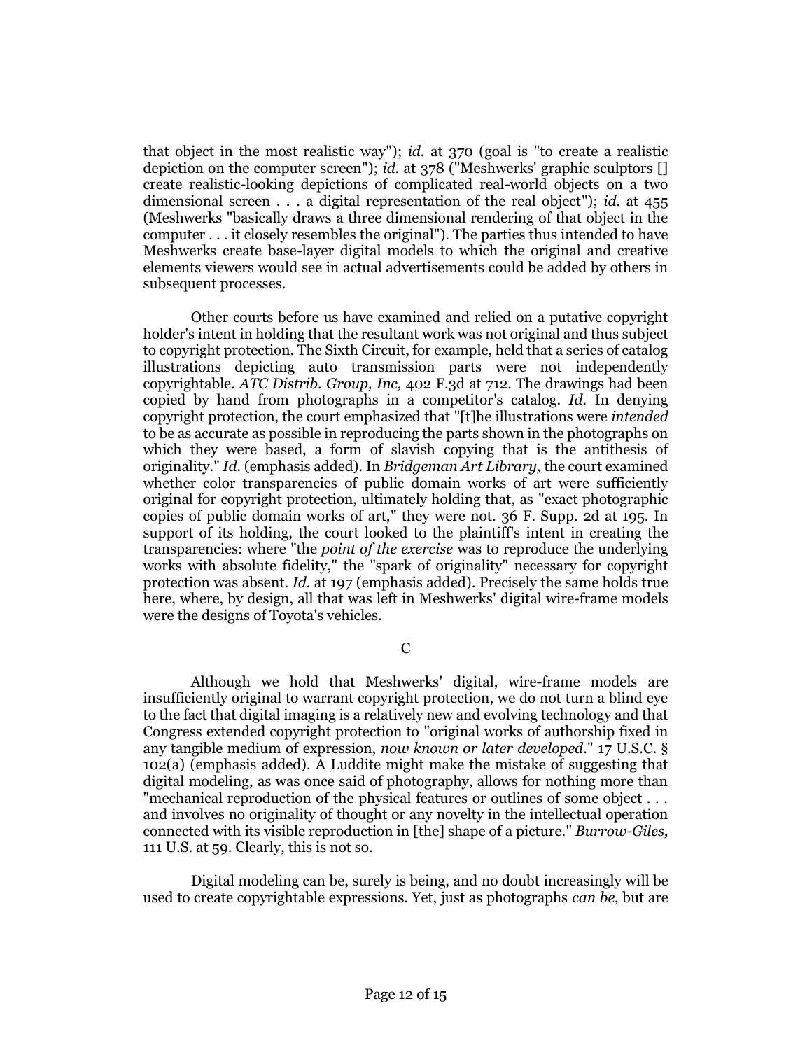that object in the most realistic way"); *id.* at 370 (goal is "to create a realistic depiction on the computer screen"); *id.* at 378 ("Meshwerks' graphic sculptors [] create realistic-looking depictions of complicated real-world objects on a two dimensional screen . . . a digital representation of the real object"); *id.* at 455 (Meshwerks "basically draws a three dimensional rendering of that object in the computer . . . it closely resembles the original"). The parties thus intended to have Meshwerks create base-layer digital models to which the original and creative elements viewers would see in actual advertisements could be added by others in subsequent processes.

Other courts before us have examined and relied on a putative copyright holder's intent in holding that the resultant work was not original and thus subject to copyright protection. The Sixth Circuit, for example, held that a series of catalog illustrations depicting auto transmission parts were not independently copyrightable. *ATC Distrib. Group, Inc,* 402 F.3d at 712. The drawings had been copied by hand from photographs in a competitor's catalog. *Id.* In denying copyright protection, the court emphasized that "[t]he illustrations were *intended* to be as accurate as possible in reproducing the parts shown in the photographs on which they were based, a form of slavish copying that is the antithesis of originality." *Id.* (emphasis added). In *Bridgeman Art Library,* the court examined whether color transparencies of public domain works of art were sufficiently original for copyright protection, ultimately holding that, as "exact photographic copies of public domain works of art," they were not. 36 F. Supp. 2d at 195. In support of its holding, the court looked to the plaintiff's intent in creating the transparencies: where "the *point of the exercise* was to reproduce the underlying works with absolute fidelity," the "spark of originality" necessary for copyright protection was absent. *Id.* at 197 (emphasis added). Precisely the same holds true here, where, by design, all that was left in Meshwerks' digital wire-frame models were the designs of Toyota's vehicles.

### C

Although we hold that Meshwerks' digital, wire-frame models are insufficiently original to warrant copyright protection, we do not turn a blind eye to the fact that digital imaging is a relatively new and evolving technology and that Congress extended copyright protection to "original works of authorship fixed in any tangible medium of expression, *now known or later developed*." 17 U.S.C. § 102(a) (emphasis added). A Luddite might make the mistake of suggesting that digital modeling, as was once said of photography, allows for nothing more than "mechanical reproduction of the physical features or outlines of some object . . . and involves no originality of thought or any novelty in the intellectual operation connected with its visible reproduction in [the] shape of a picture." *Burrow-Giles,* 111 U.S. at 59. Clearly, this is not so.

Digital modeling can be, surely is being, and no doubt increasingly will be used to create copyrightable expressions. Yet, just as photographs *can be,* but are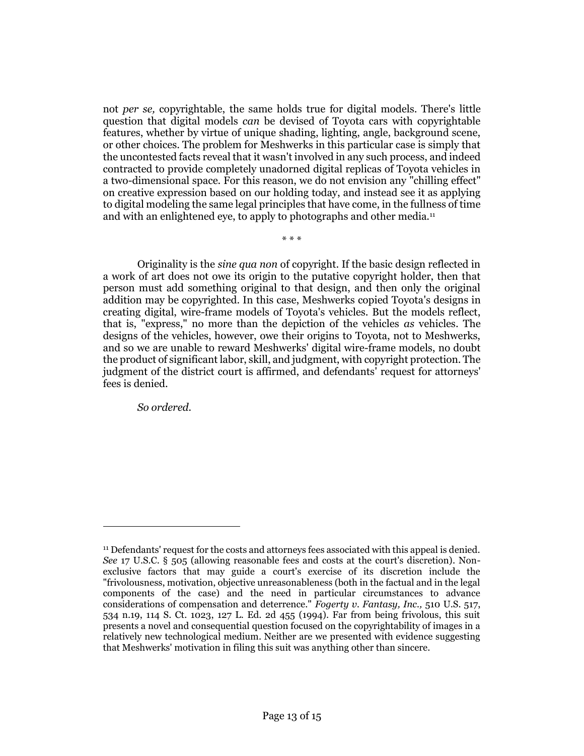not *per se,* copyrightable, the same holds true for digital models. There's little question that digital models *can* be devised of Toyota cars with copyrightable features, whether by virtue of unique shading, lighting, angle, background scene, or other choices. The problem for Meshwerks in this particular case is simply that the uncontested facts reveal that it wasn't involved in any such process, and indeed contracted to provide completely unadorned digital replicas of Toyota vehicles in a two-dimensional space. For this reason, we do not envision any "chilling effect" on creative expression based on our holding today, and instead see it as applying to digital modeling the same legal principles that have come, in the fullness of time and with an enlightened eye, to apply to photographs and other media.[11]

\* \* \*

Originality is the *sine qua non* of copyright. If the basic design reflected in a work of art does not owe its origin to the putative copyright holder, then that person must add something original to that design, and then only the original addition may be copyrighted. In this case, Meshwerks copied Toyota's designs in creating digital, wire-frame models of Toyota's vehicles. But the models reflect, that is, "express," no more than the depiction of the vehicles *as* vehicles. The designs of the vehicles, however, owe their origins to Toyota, not to Meshwerks, and so we are unable to reward Meshwerks' digital wire-frame models, no doubt the product of significant labor, skill, and judgment, with copyright protection. The judgment of the district court is affirmed, and defendants' request for attorneys' fees is denied.

*So ordered.*

---

[11] Defendants' request for the costs and attorneys fees associated with this appeal is denied. *See* 17 U.S.C. § 505 (allowing reasonable fees and costs at the court's discretion). Non-exclusive factors that may guide a court's exercise of its discretion include the "frivolousness, motivation, objective unreasonableness (both in the factual and in the legal components of the case) and the need in particular circumstances to advance considerations of compensation and deterrence." *Fogerty v. Fantasy, Inc.,* 510 U.S. 517, 534 n.19, 114 S. Ct. 1023, 127 L. Ed. 2d 455 (1994). Far from being frivolous, this suit presents a novel and consequential question focused on the copyrightability of images in a relatively new technological medium. Neither are we presented with evidence suggesting that Meshwerks' motivation in filing this suit was anything other than sincere.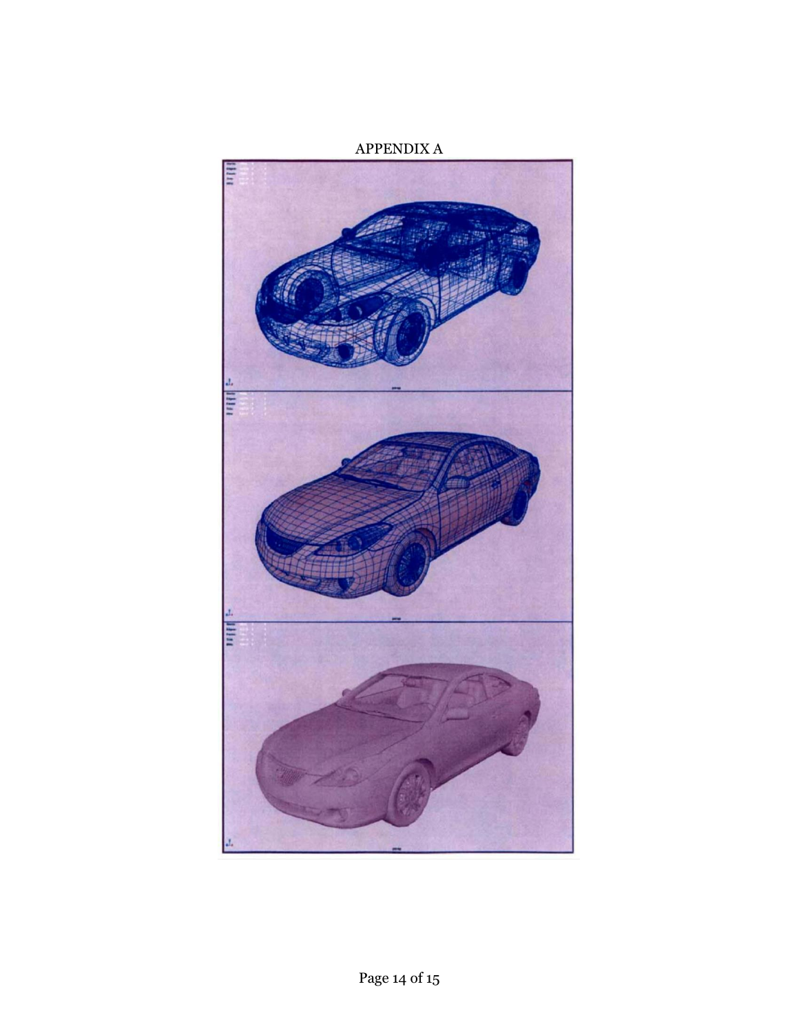APPENDIX A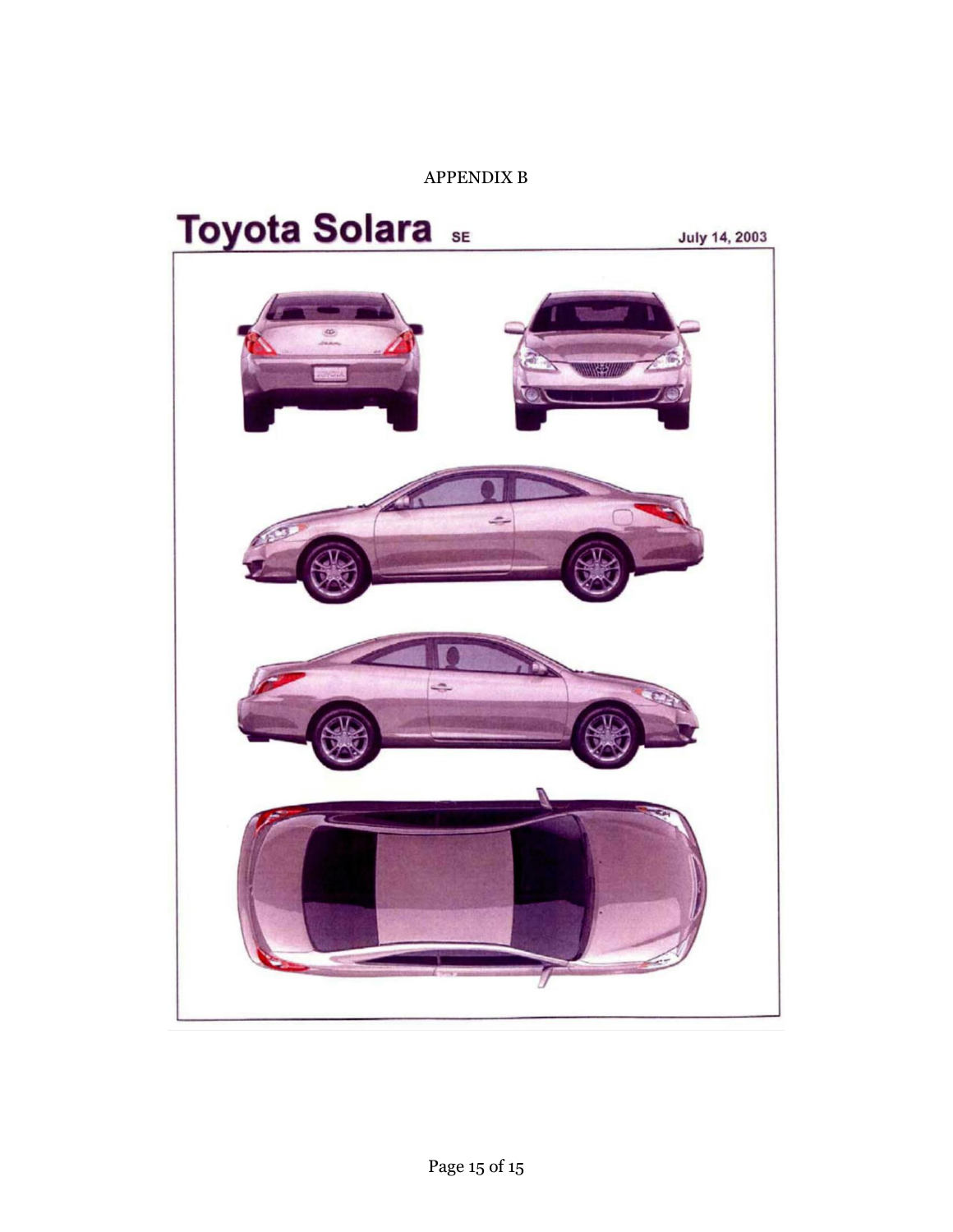APPENDIX B

# Toyota Solara SE

July 14, 2003